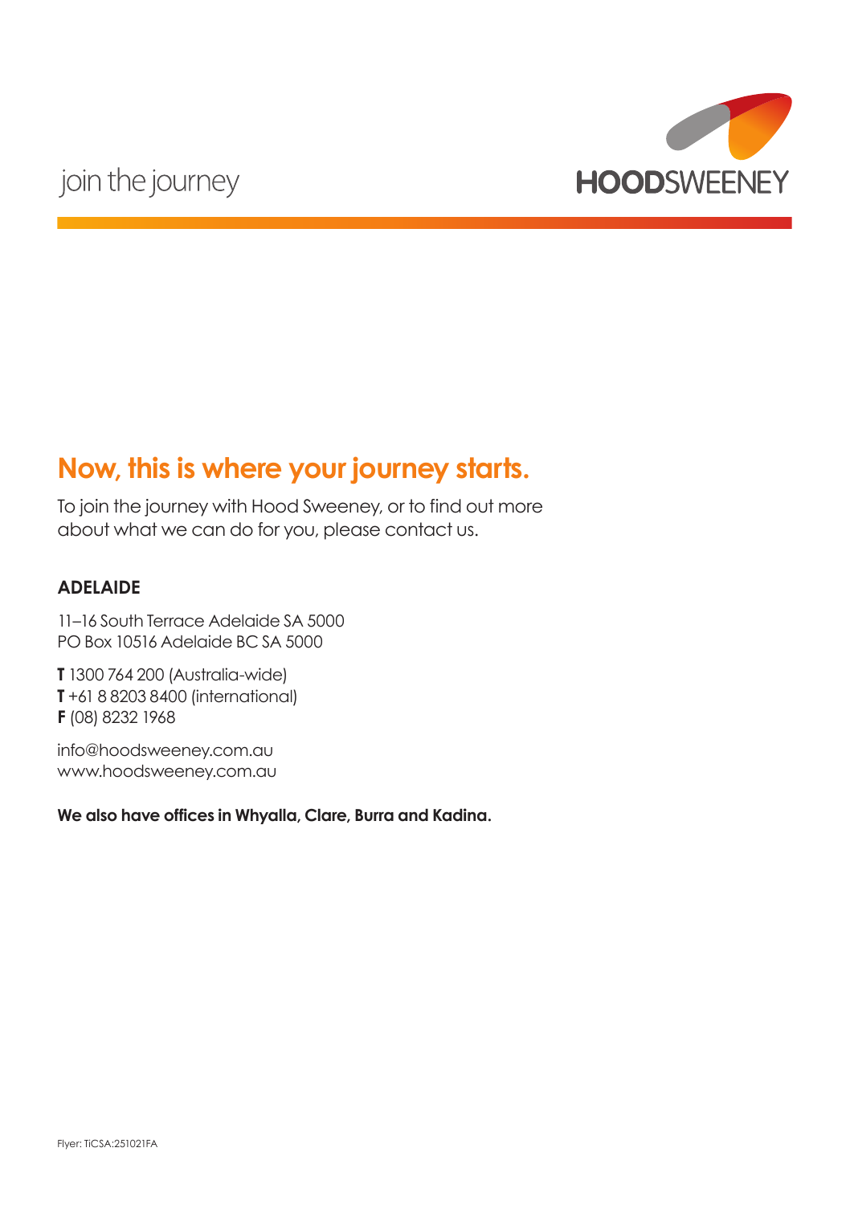join the journey

HOODSWEENEY

## Now, this is where your journey starts.

To join the journey with Hood Sweeney, or to find out more about what we can do for you, please contact us.

### ADELAIDE

11–16 South Terrace Adelaide SA 5000
PO Box 10516 Adelaide BC SA 5000

**T** 1300 764 200 (Australia-wide)
**T** +61 8 8203 8400 (international)
**F** (08) 8232 1968

info@hoodsweeney.com.au
www.hoodsweeney.com.au

**We also have offices in Whyalla, Clare, Burra and Kadina.**

Flyer: TiCSA:251021FA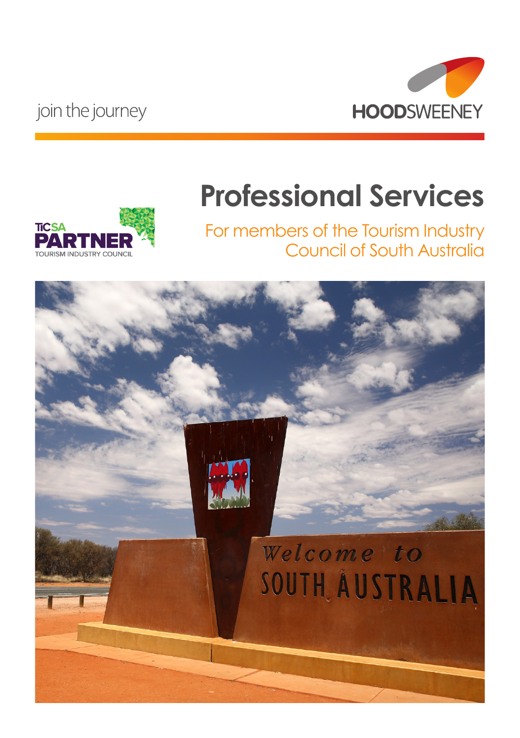join the journey

HOODSWEENEY

# Professional Services

TiCSA PARTNER TOURISM INDUSTRY COUNCIL

## For members of the Tourism Industry Council of South Australia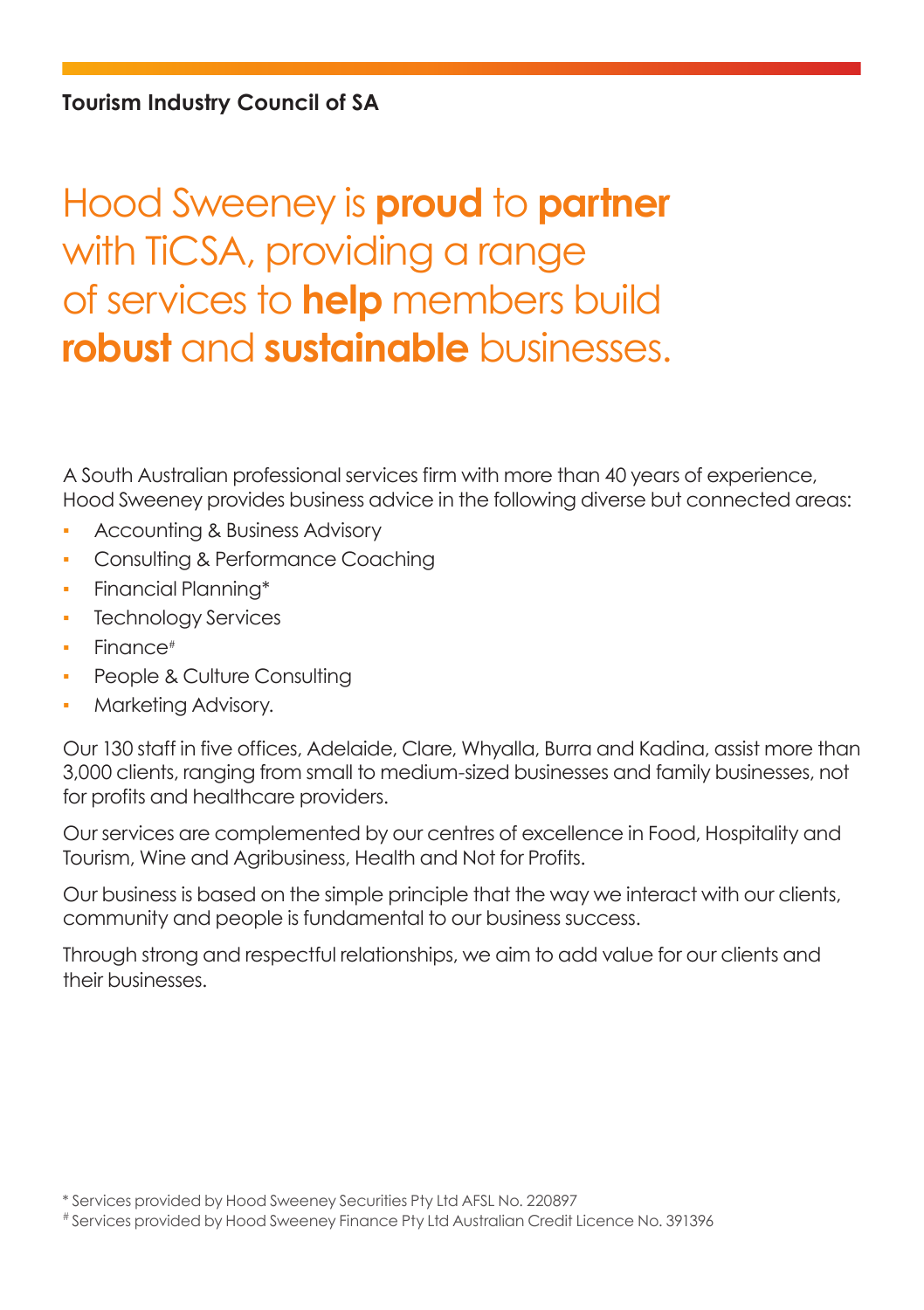**Tourism Industry Council of SA**

# Hood Sweeney is **proud** to **partner** with TiCSA, providing a range of services to **help** members build **robust** and **sustainable** businesses.

A South Australian professional services firm with more than 40 years of experience, Hood Sweeney provides business advice in the following diverse but connected areas:

- Accounting & Business Advisory
- Consulting & Performance Coaching
- Financial Planning*
- Technology Services
- Finance#
- People & Culture Consulting
- Marketing Advisory.

Our 130 staff in five offices, Adelaide, Clare, Whyalla, Burra and Kadina, assist more than 3,000 clients, ranging from small to medium-sized businesses and family businesses, not for profits and healthcare providers.

Our services are complemented by our centres of excellence in Food, Hospitality and Tourism, Wine and Agribusiness, Health and Not for Profits.

Our business is based on the simple principle that the way we interact with our clients, community and people is fundamental to our business success.

Through strong and respectful relationships, we aim to add value for our clients and their businesses.

* Services provided by Hood Sweeney Securities Pty Ltd AFSL No. 220897
# Services provided by Hood Sweeney Finance Pty Ltd Australian Credit Licence No. 391396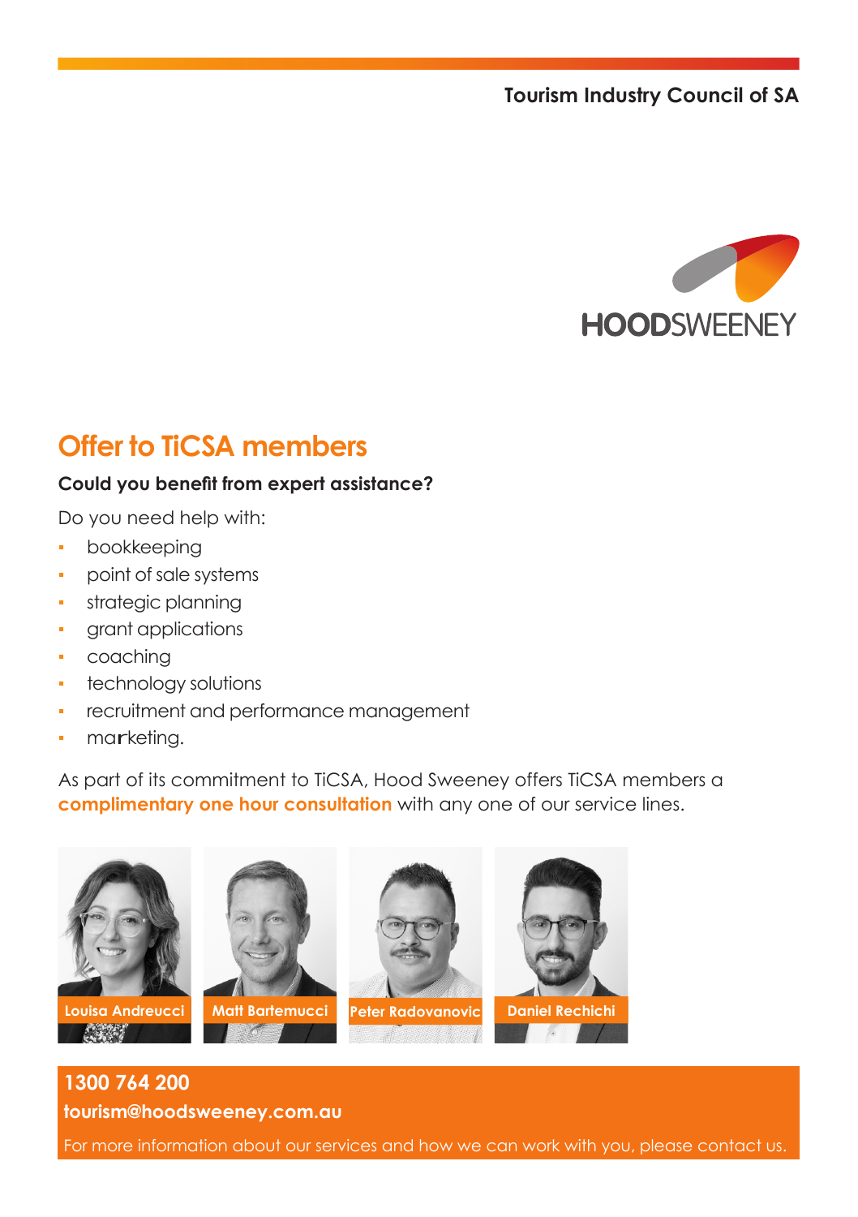Tourism Industry Council of SA

HOODSWEENEY

## Offer to TiCSA members

**Could you benefit from expert assistance?**

Do you need help with:

- bookkeeping
- point of sale systems
- strategic planning
- grant applications
- coaching
- technology solutions
- recruitment and performance management
- marketing.

As part of its commitment to TiCSA, Hood Sweeney offers TiCSA members a **complimentary one hour consultation** with any one of our service lines.

Louisa Andreucci

Matt Bartemucci

Peter Radovanovic

Daniel Rechichi

**1300 764 200**

**tourism@hoodsweeney.com.au**

For more information about our services and how we can work with you, please contact us.